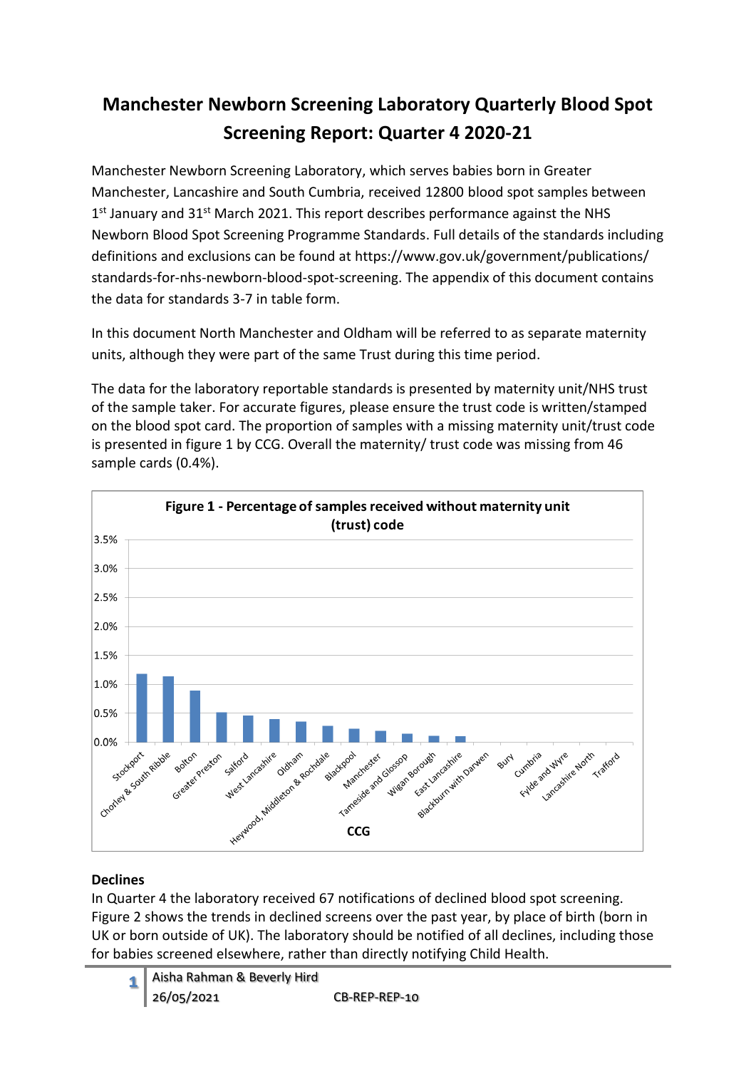# Manchester Newborn Screening Laboratory Quarterly Blood Spot Screening Report: Quarter 4 2020-21

Manchester Newborn Screening Laboratory, which serves babies born in Greater Manchester, Lancashire and South Cumbria, received 12800 blood spot samples between 1st January and 31st March 2021. This report describes performance against the NHS Newborn Blood Spot Screening Programme Standards. Full details of the standards including definitions and exclusions can be found at https://www.gov.uk/government/publications/standards-for-nhs-newborn-blood-spot-screening. The appendix of this document contains the data for standards 3-7 in table form.

In this document North Manchester and Oldham will be referred to as separate maternity units, although they were part of the same Trust during this time period.

The data for the laboratory reportable standards is presented by maternity unit/NHS trust of the sample taker. For accurate figures, please ensure the trust code is written/stamped on the blood spot card. The proportion of samples with a missing maternity unit/trust code is presented in figure 1 by CCG. Overall the maternity/ trust code was missing from 46 sample cards (0.4%).

**Figure 1 - Percentage of samples received without maternity unit (trust) code**

| CCG | Approx. % |
|---|---|
| Stockport | 1.2% |
| Chorley & South Ribble | 1.15% |
| Bolton | 0.9% |
| Greater Preston | 0.5% |
| Salford | 0.45% |
| West Lancashire | 0.4% |
| Oldham | 0.35% |
| Heywood, Middleton & Rochdale | 0.3% |
| Blackpool | 0.25% |
| Manchester | 0.2% |
| Tameside and Glossop | 0.15% |
| Wigan Borough | 0.1% |
| East Lancashire | 0.1% |
| Blackburn with Darwen | 0.0% |
| Bury | 0.0% |
| Cumbria | 0.0% |
| Fylde and Wyre | 0.0% |
| Lancashire North | 0.0% |
| Trafford | 0.0% |

## Declines

In Quarter 4 the laboratory received 67 notifications of declined blood spot screening. Figure 2 shows the trends in declined screens over the past year, by place of birth (born in UK or born outside of UK). The laboratory should be notified of all declines, including those for babies screened elsewhere, rather than directly notifying Child Health.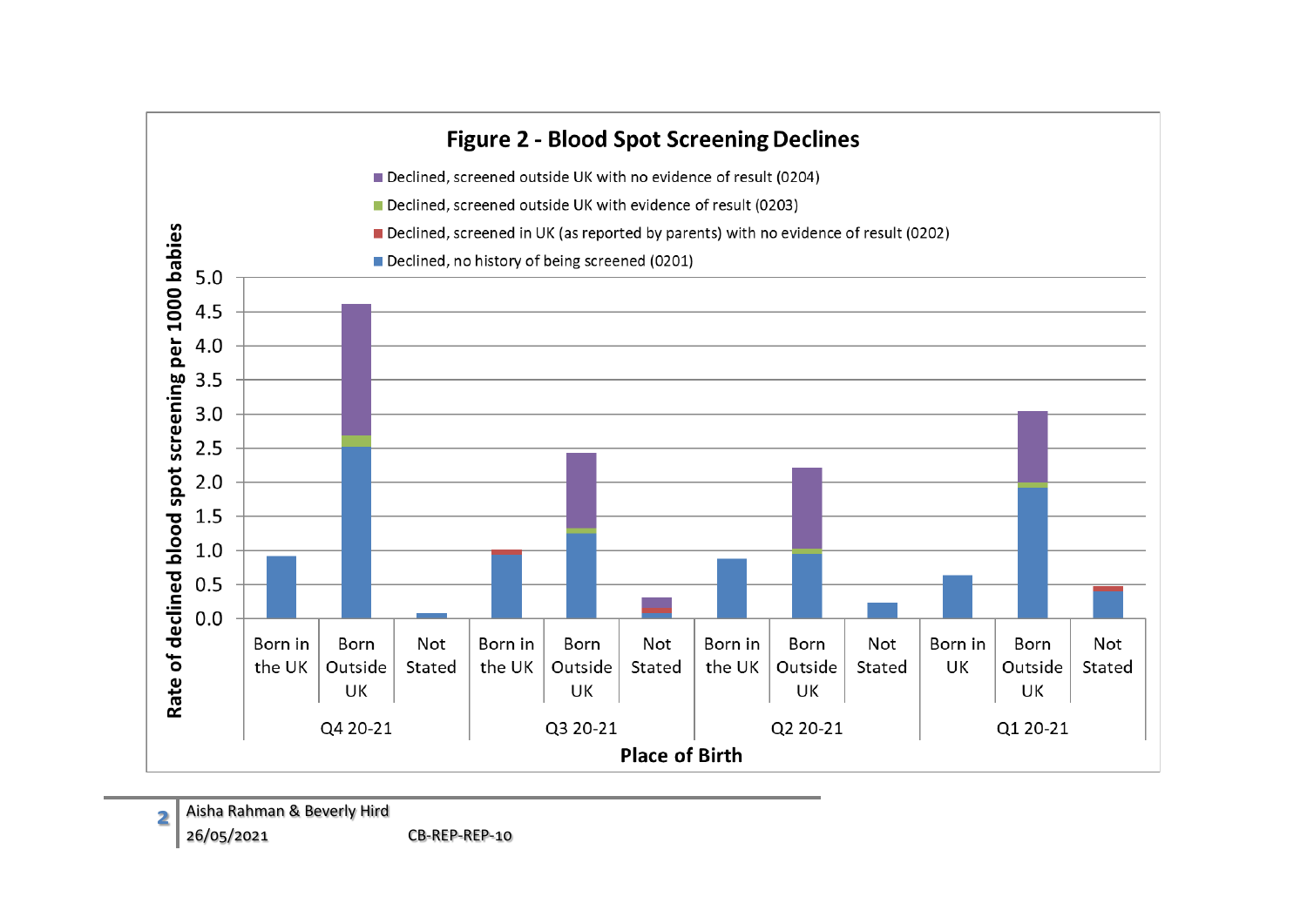**Figure 2 - Blood Spot Screening Declines**

- Declined, screened outside UK with no evidence of result (0204)
- Declined, screened outside UK with evidence of result (0203)
- Declined, screened in UK (as reported by parents) with no evidence of result (0202)
- Declined, no history of being screened (0201)

Rate of declined blood spot screening per 1000 babies

| Quarter | Place of Birth |
| --- | --- |
| Q4 20-21 | Born in the UK |
| | Born Outside UK |
| | Not Stated |
| Q3 20-21 | Born in the UK |
| | Born Outside UK |
| | Not Stated |
| Q2 20-21 | Born in the UK |
| | Born Outside UK |
| | Not Stated |
| Q1 20-21 | Born in UK |
| | Born Outside UK |
| | Not Stated |

**Place of Birth**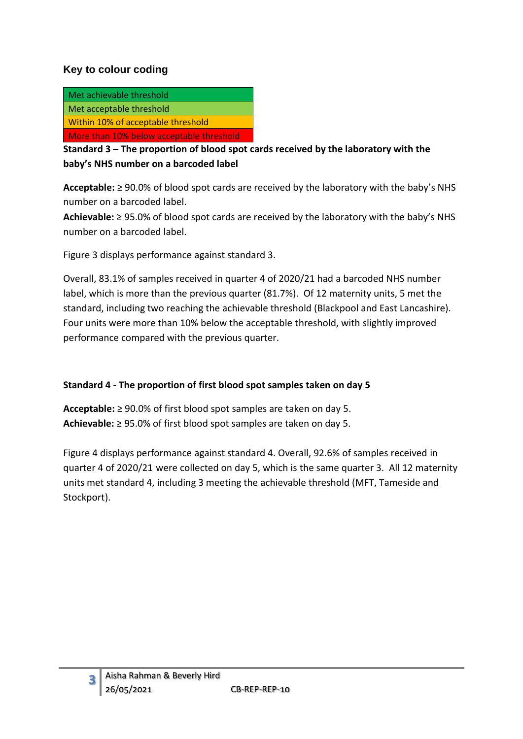### Key to colour coding

| Met achievable threshold |
|---|
| Met acceptable threshold |
| Within 10% of acceptable threshold |
| More than 10% below acceptable threshold |

**Standard 3 – The proportion of blood spot cards received by the laboratory with the baby's NHS number on a barcoded label**

**Acceptable:** ≥ 90.0% of blood spot cards are received by the laboratory with the baby's NHS number on a barcoded label.
**Achievable:** ≥ 95.0% of blood spot cards are received by the laboratory with the baby's NHS number on a barcoded label.

Figure 3 displays performance against standard 3.

Overall, 83.1% of samples received in quarter 4 of 2020/21 had a barcoded NHS number label, which is more than the previous quarter (81.7%). Of 12 maternity units, 5 met the standard, including two reaching the achievable threshold (Blackpool and East Lancashire). Four units were more than 10% below the acceptable threshold, with slightly improved performance compared with the previous quarter.

**Standard 4 - The proportion of first blood spot samples taken on day 5**

**Acceptable:** ≥ 90.0% of first blood spot samples are taken on day 5.
**Achievable:** ≥ 95.0% of first blood spot samples are taken on day 5.

Figure 4 displays performance against standard 4. Overall, 92.6% of samples received in quarter 4 of 2020/21 were collected on day 5, which is the same quarter 3. All 12 maternity units met standard 4, including 3 meeting the achievable threshold (MFT, Tameside and Stockport).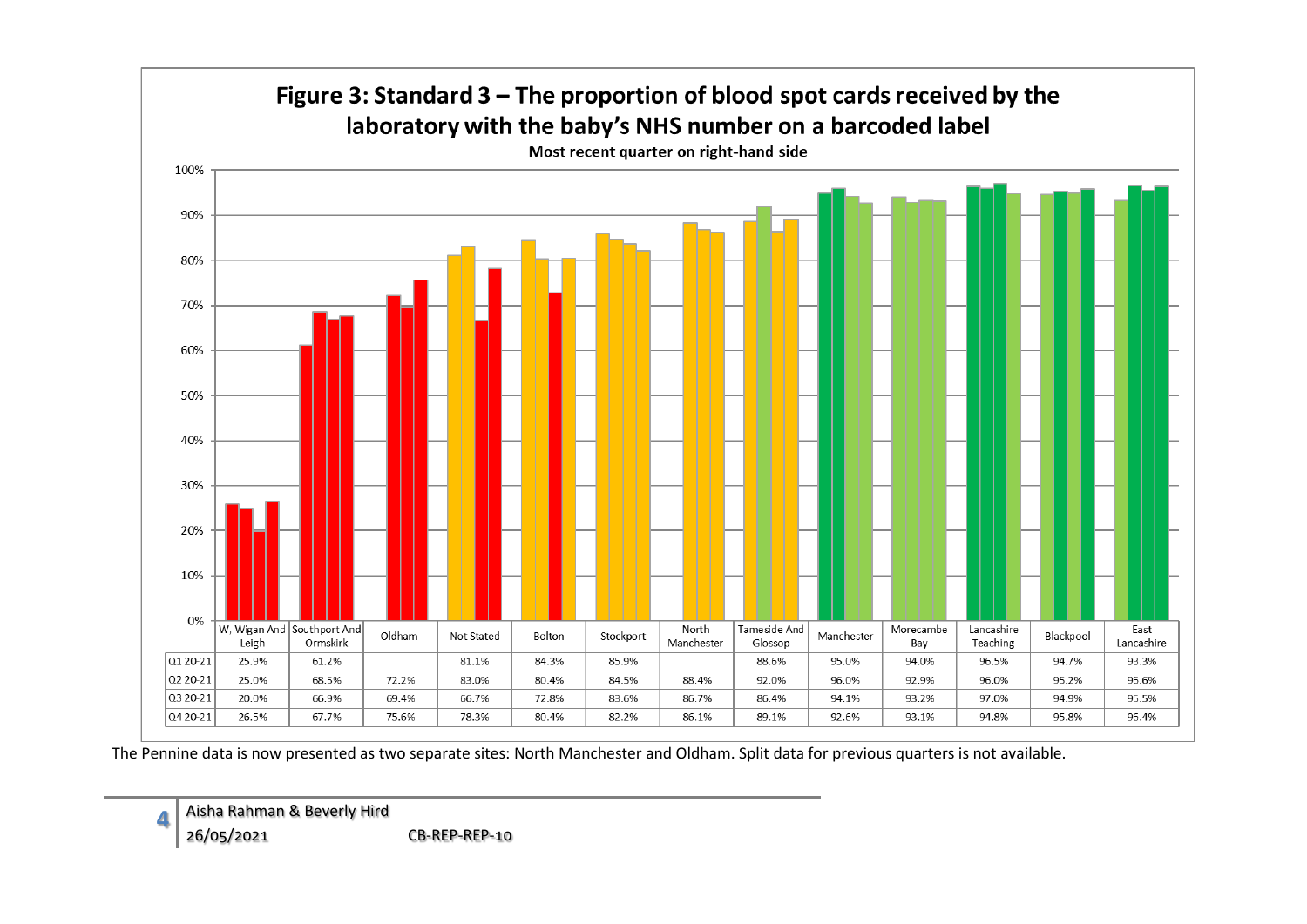## Figure 3: Standard 3 – The proportion of blood spot cards received by the laboratory with the baby's NHS number on a barcoded label

Most recent quarter on right-hand side

| | W, Wigan And Leigh | Southport And Ormskirk | Oldham | Not Stated | Bolton | Stockport | North Manchester | Tameside And Glossop | Manchester | Morecambe Bay | Lancashire Teaching | Blackpool | East Lancashire |
|---|---|---|---|---|---|---|---|---|---|---|---|---|---|
| Q1 20-21 | 25.9% | 61.2% | | 81.1% | 84.3% | 85.9% | | 88.6% | 95.0% | 94.0% | 96.5% | 94.7% | 93.3% |
| Q2 20-21 | 25.0% | 68.5% | 72.2% | 83.0% | 80.4% | 84.5% | 88.4% | 92.0% | 96.0% | 92.9% | 96.0% | 95.2% | 96.6% |
| Q3 20-21 | 20.0% | 66.9% | 69.4% | 66.7% | 72.8% | 83.6% | 86.7% | 86.4% | 94.1% | 93.2% | 97.0% | 94.9% | 95.5% |
| Q4 20-21 | 26.5% | 67.7% | 75.6% | 78.3% | 80.4% | 82.2% | 86.1% | 89.1% | 92.6% | 93.1% | 94.8% | 95.8% | 96.4% |

The Pennine data is now presented as two separate sites: North Manchester and Oldham. Split data for previous quarters is not available.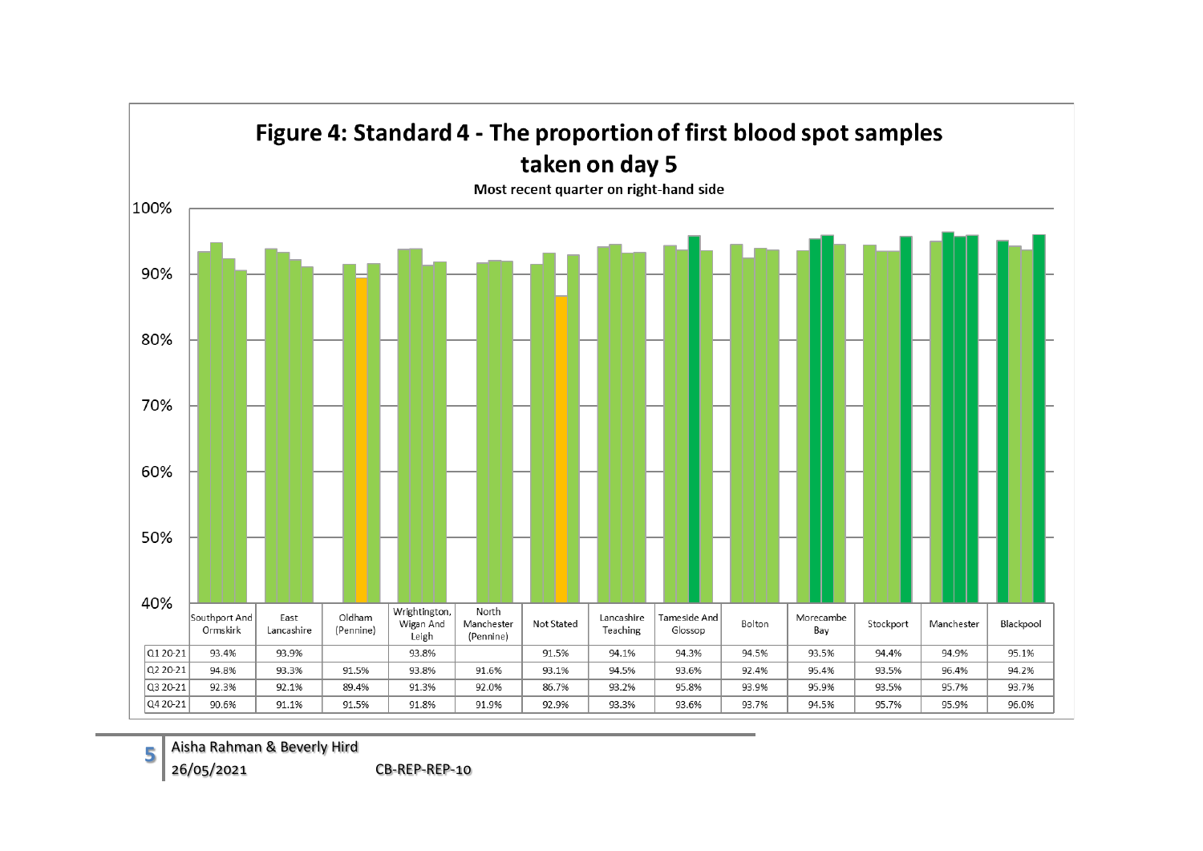# Figure 4: Standard 4 - The proportion of first blood spot samples taken on day 5

Most recent quarter on right-hand side

| | Southport And Ormskirk | East Lancashire | Oldham (Pennine) | Wrightington, Wigan And Leigh | North Manchester (Pennine) | Not Stated | Lancashire Teaching | Tameside And Glossop | Bolton | Morecambe Bay | Stockport | Manchester | Blackpool |
|---|---|---|---|---|---|---|---|---|---|---|---|---|---|
| Q1 20-21 | 93.4% | 93.9% | | 93.8% | | 91.5% | 94.1% | 94.3% | 94.5% | 93.5% | 94.4% | 94.9% | 95.1% |
| Q2 20-21 | 94.8% | 93.3% | 91.5% | 93.8% | 91.6% | 93.1% | 94.5% | 93.6% | 92.4% | 95.4% | 93.5% | 96.4% | 94.2% |
| Q3 20-21 | 92.3% | 92.1% | 89.4% | 91.3% | 92.0% | 86.7% | 93.2% | 95.8% | 93.9% | 95.9% | 93.5% | 95.7% | 93.7% |
| Q4 20-21 | 90.6% | 91.1% | 91.5% | 91.8% | 91.9% | 92.9% | 93.3% | 93.6% | 93.7% | 94.5% | 95.7% | 95.9% | 96.0% |

Aisha Rahman & Beverly Hird

26/05/2021 CB-REP-REP-10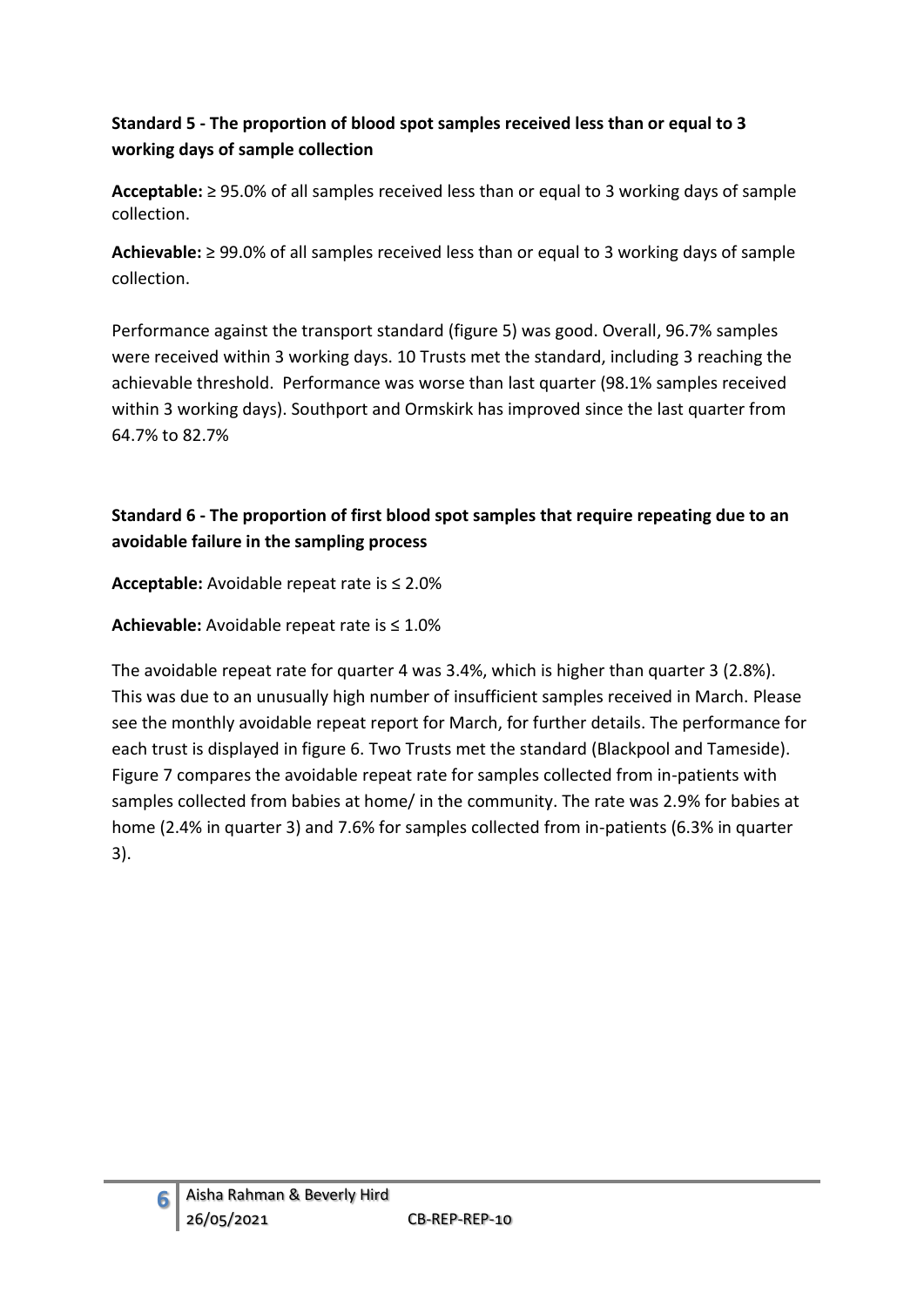**Standard 5 - The proportion of blood spot samples received less than or equal to 3 working days of sample collection**

**Acceptable:** ≥ 95.0% of all samples received less than or equal to 3 working days of sample collection.

**Achievable:** ≥ 99.0% of all samples received less than or equal to 3 working days of sample collection.

Performance against the transport standard (figure 5) was good. Overall, 96.7% samples were received within 3 working days. 10 Trusts met the standard, including 3 reaching the achievable threshold. Performance was worse than last quarter (98.1% samples received within 3 working days). Southport and Ormskirk has improved since the last quarter from 64.7% to 82.7%

**Standard 6 - The proportion of first blood spot samples that require repeating due to an avoidable failure in the sampling process**

**Acceptable:** Avoidable repeat rate is ≤ 2.0%

**Achievable:** Avoidable repeat rate is ≤ 1.0%

The avoidable repeat rate for quarter 4 was 3.4%, which is higher than quarter 3 (2.8%). This was due to an unusually high number of insufficient samples received in March. Please see the monthly avoidable repeat report for March, for further details. The performance for each trust is displayed in figure 6. Two Trusts met the standard (Blackpool and Tameside). Figure 7 compares the avoidable repeat rate for samples collected from in-patients with samples collected from babies at home/ in the community. The rate was 2.9% for babies at home (2.4% in quarter 3) and 7.6% for samples collected from in-patients (6.3% in quarter 3).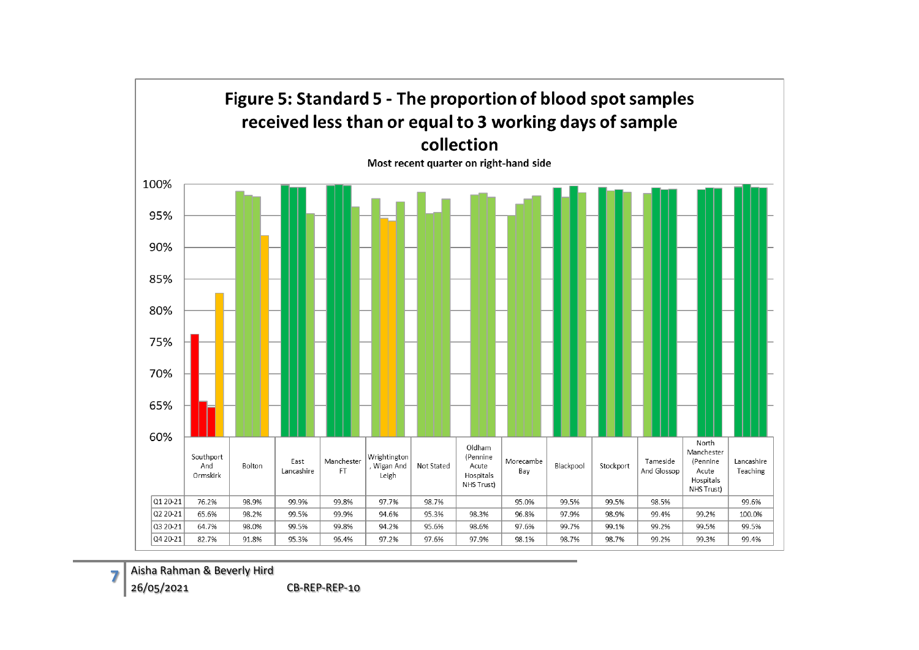# Figure 5: Standard 5 - The proportion of blood spot samples received less than or equal to 3 working days of sample collection

Most recent quarter on right-hand side

| | Southport And Ormskirk | Bolton | East Lancashire | Manchester FT | Wrightington, Wigan And Leigh | Not Stated | Oldham (Pennine Acute Hospitals NHS Trust) | Morecambe Bay | Blackpool | Stockport | Tameside And Glossop | North Manchester (Pennine Acute Hospitals NHS Trust) | Lancashire Teaching |
|---|---|---|---|---|---|---|---|---|---|---|---|---|---|
| Q1 20-21 | 76.2% | 98.9% | 99.9% | 99.8% | 97.7% | 98.7% | | 95.0% | 99.5% | 99.5% | 98.5% | | 99.6% |
| Q2 20-21 | 65.6% | 98.2% | 99.5% | 99.9% | 94.6% | 95.3% | 98.3% | 96.8% | 97.9% | 98.9% | 99.4% | 99.2% | 100.0% |
| Q3 20-21 | 64.7% | 98.0% | 99.5% | 99.8% | 94.2% | 95.6% | 98.6% | 97.6% | 99.7% | 99.1% | 99.2% | 99.5% | 99.5% |
| Q4 20-21 | 82.7% | 91.8% | 95.3% | 96.4% | 97.2% | 97.6% | 97.9% | 98.1% | 98.7% | 98.7% | 99.2% | 99.3% | 99.4% |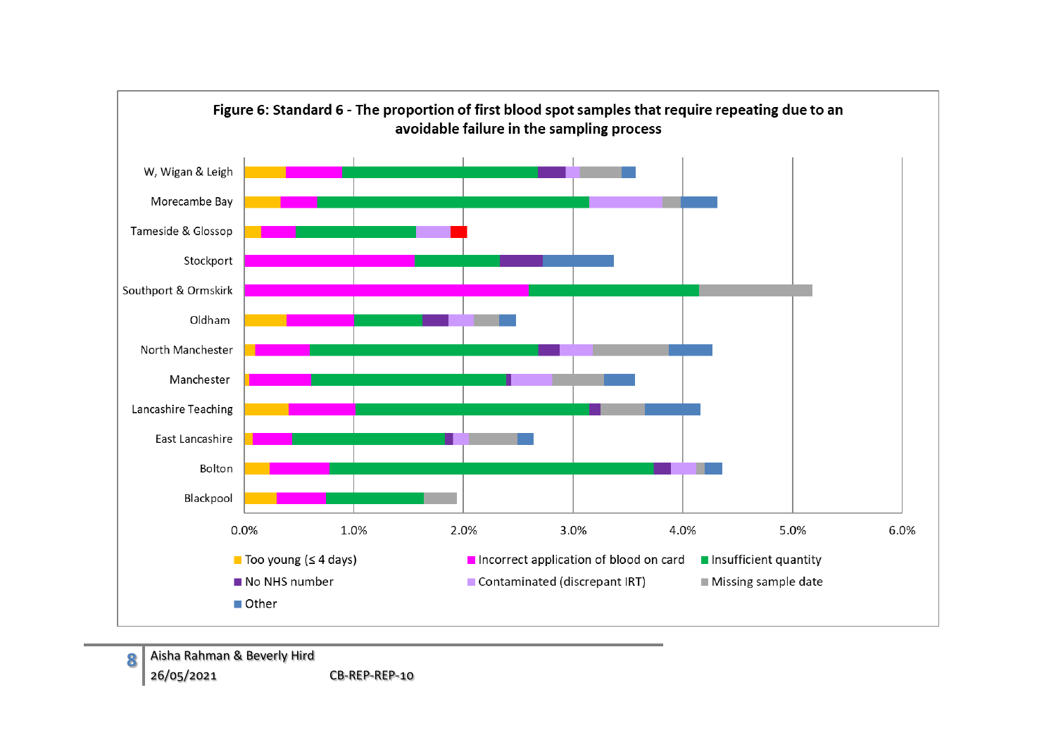**Figure 6: Standard 6 - The proportion of first blood spot samples that require repeating due to an avoidable failure in the sampling process**

Categories (y-axis): W, Wigan & Leigh; Morecambe Bay; Tameside & Glossop; Stockport; Southport & Ormskirk; Oldham; North Manchester; Manchester; Lancashire Teaching; East Lancashire; Bolton; Blackpool

X-axis: 0.0%, 1.0%, 2.0%, 3.0%, 4.0%, 5.0%, 6.0%

Legend: Too young (≤ 4 days); Incorrect application of blood on card; Insufficient quantity; No NHS number; Contaminated (discrepant IRT); Missing sample date; Other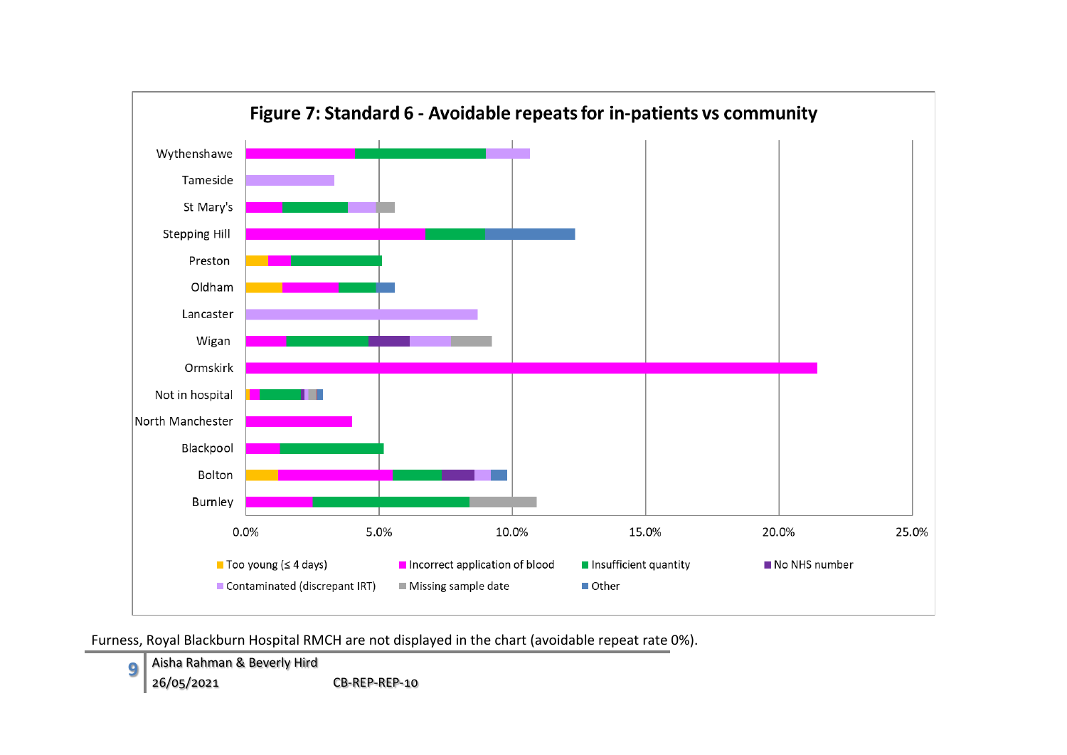**Figure 7: Standard 6 - Avoidable repeats for in-patients vs community**

Furness, Royal Blackburn Hospital RMCH are not displayed in the chart (avoidable repeat rate 0%).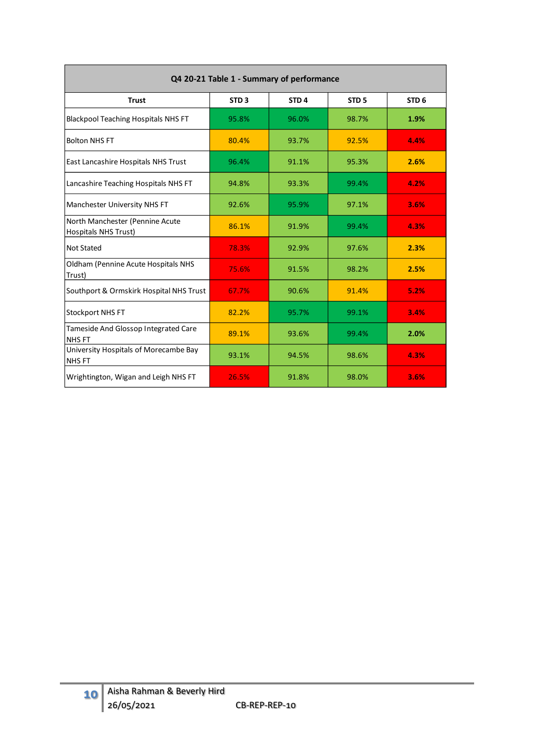| Q4 20-21 Table 1 - Summary of performance | | | | |
|---|---|---|---|---|
| **Trust** | **STD 3** | **STD 4** | **STD 5** | **STD 6** |
| Blackpool Teaching Hospitals NHS FT | 95.8% | 96.0% | 98.7% | **1.9%** |
| Bolton NHS FT | 80.4% | 93.7% | 92.5% | **4.4%** |
| East Lancashire Hospitals NHS Trust | 96.4% | 91.1% | 95.3% | **2.6%** |
| Lancashire Teaching Hospitals NHS FT | 94.8% | 93.3% | 99.4% | **4.2%** |
| Manchester University NHS FT | 92.6% | 95.9% | 97.1% | **3.6%** |
| North Manchester (Pennine Acute Hospitals NHS Trust) | 86.1% | 91.9% | 99.4% | **4.3%** |
| Not Stated | 78.3% | 92.9% | 97.6% | **2.3%** |
| Oldham (Pennine Acute Hospitals NHS Trust) | 75.6% | 91.5% | 98.2% | **2.5%** |
| Southport & Ormskirk Hospital NHS Trust | 67.7% | 90.6% | 91.4% | **5.2%** |
| Stockport NHS FT | 82.2% | 95.7% | 99.1% | **3.4%** |
| Tameside And Glossop Integrated Care NHS FT | 89.1% | 93.6% | 99.4% | **2.0%** |
| University Hospitals of Morecambe Bay NHS FT | 93.1% | 94.5% | 98.6% | **4.3%** |
| Wrightington, Wigan and Leigh NHS FT | 26.5% | 91.8% | 98.0% | **3.6%** |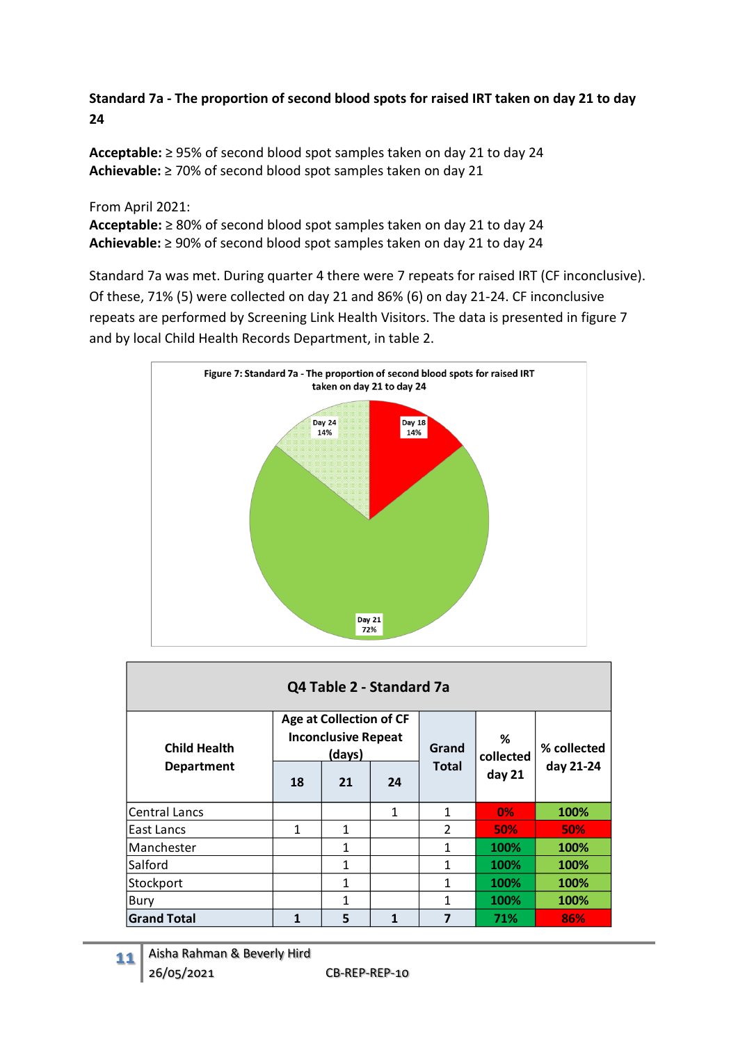**Standard 7a - The proportion of second blood spots for raised IRT taken on day 21 to day 24**

**Acceptable:** ≥ 95% of second blood spot samples taken on day 21 to day 24
**Achievable:** ≥ 70% of second blood spot samples taken on day 21

From April 2021:
**Acceptable:** ≥ 80% of second blood spot samples taken on day 21 to day 24
**Achievable:** ≥ 90% of second blood spot samples taken on day 21 to day 24

Standard 7a was met. During quarter 4 there were 7 repeats for raised IRT (CF inconclusive). Of these, 71% (5) were collected on day 21 and 86% (6) on day 21-24. CF inconclusive repeats are performed by Screening Link Health Visitors. The data is presented in figure 7 and by local Child Health Records Department, in table 2.

**Figure 7: Standard 7a - The proportion of second blood spots for raised IRT taken on day 21 to day 24**

Day 24 14%
Day 18 14%
Day 21 72%

**Q4 Table 2 - Standard 7a**

| Child Health Department | Age at Collection of CF Inconclusive Repeat (days) | | | Grand Total | % collected day 21 | % collected day 21-24 |
|---|---|---|---|---|---|---|
| | 18 | 21 | 24 | | | |
| Central Lancs | | | 1 | 1 | 0% | 100% |
| East Lancs | 1 | 1 | | 2 | 50% | 50% |
| Manchester | | 1 | | 1 | 100% | 100% |
| Salford | | 1 | | 1 | 100% | 100% |
| Stockport | | 1 | | 1 | 100% | 100% |
| Bury | | 1 | | 1 | 100% | 100% |
| **Grand Total** | **1** | **5** | **1** | **7** | **71%** | **86%** |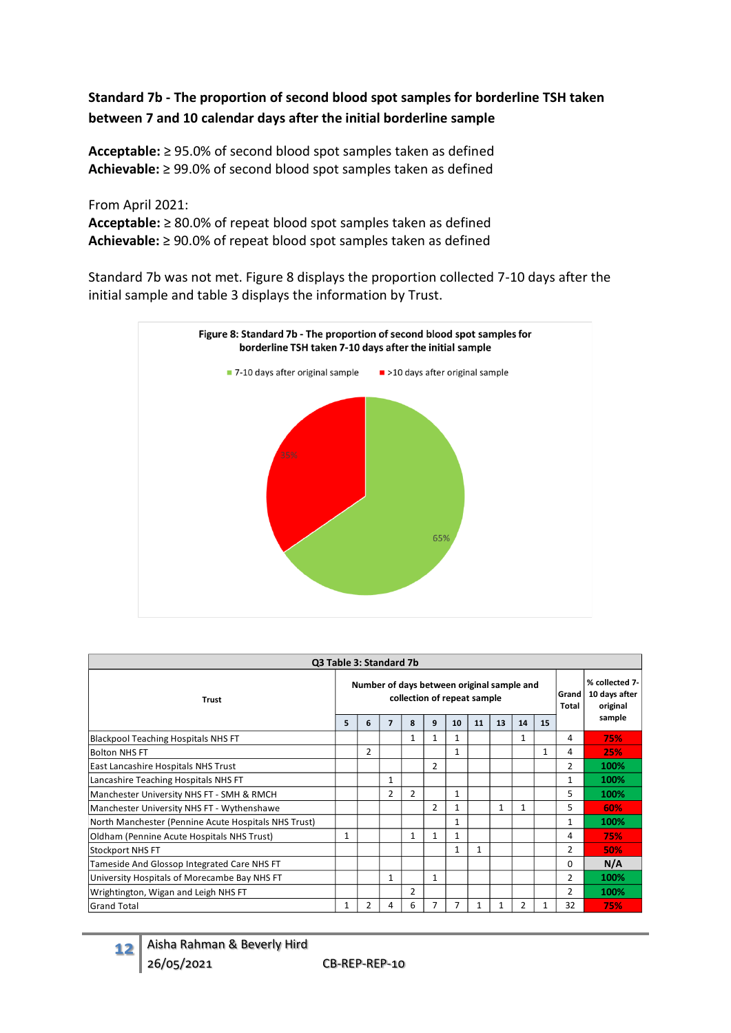**Standard 7b - The proportion of second blood spot samples for borderline TSH taken between 7 and 10 calendar days after the initial borderline sample**

**Acceptable:** ≥ 95.0% of second blood spot samples taken as defined
**Achievable:** ≥ 99.0% of second blood spot samples taken as defined

From April 2021:
**Acceptable:** ≥ 80.0% of repeat blood spot samples taken as defined
**Achievable:** ≥ 90.0% of repeat blood spot samples taken as defined

Standard 7b was not met. Figure 8 displays the proportion collected 7-10 days after the initial sample and table 3 displays the information by Trust.

**Figure 8: Standard 7b - The proportion of second blood spot samples for borderline TSH taken 7-10 days after the initial sample**

7-10 days after original sample: 65%
>10 days after original sample: 35%

**Q3 Table 3: Standard 7b**

| Trust | Number of days between original sample and collection of repeat sample | | | | | | | | | | Grand Total | % collected 7-10 days after original sample |
|---|---|---|---|---|---|---|---|---|---|---|---|---|
| | 5 | 6 | 7 | 8 | 9 | 10 | 11 | 13 | 14 | 15 | | |
| Blackpool Teaching Hospitals NHS FT | | | | 1 | 1 | 1 | | | 1 | | 4 | 75% |
| Bolton NHS FT | | 2 | | | | 1 | | | | 1 | 4 | 25% |
| East Lancashire Hospitals NHS Trust | | | | | 2 | | | | | | 2 | 100% |
| Lancashire Teaching Hospitals NHS FT | | | 1 | | | | | | | | 1 | 100% |
| Manchester University NHS FT - SMH & RMCH | | | 2 | 2 | | 1 | | | | | 5 | 100% |
| Manchester University NHS FT - Wythenshawe | | | | | 2 | 1 | | 1 | 1 | | 5 | 60% |
| North Manchester (Pennine Acute Hospitals NHS Trust) | | | | | | 1 | | | | | 1 | 100% |
| Oldham (Pennine Acute Hospitals NHS Trust) | 1 | | | 1 | 1 | 1 | | | | | 4 | 75% |
| Stockport NHS FT | | | | | | 1 | 1 | | | | 2 | 50% |
| Tameside And Glossop Integrated Care NHS FT | | | | | | | | | | | 0 | N/A |
| University Hospitals of Morecambe Bay NHS FT | | | 1 | | 1 | | | | | | 2 | 100% |
| Wrightington, Wigan and Leigh NHS FT | | | | 2 | | | | | | | 2 | 100% |
| Grand Total | 1 | 2 | 4 | 6 | 7 | 7 | 1 | 1 | 2 | 1 | 32 | 75% |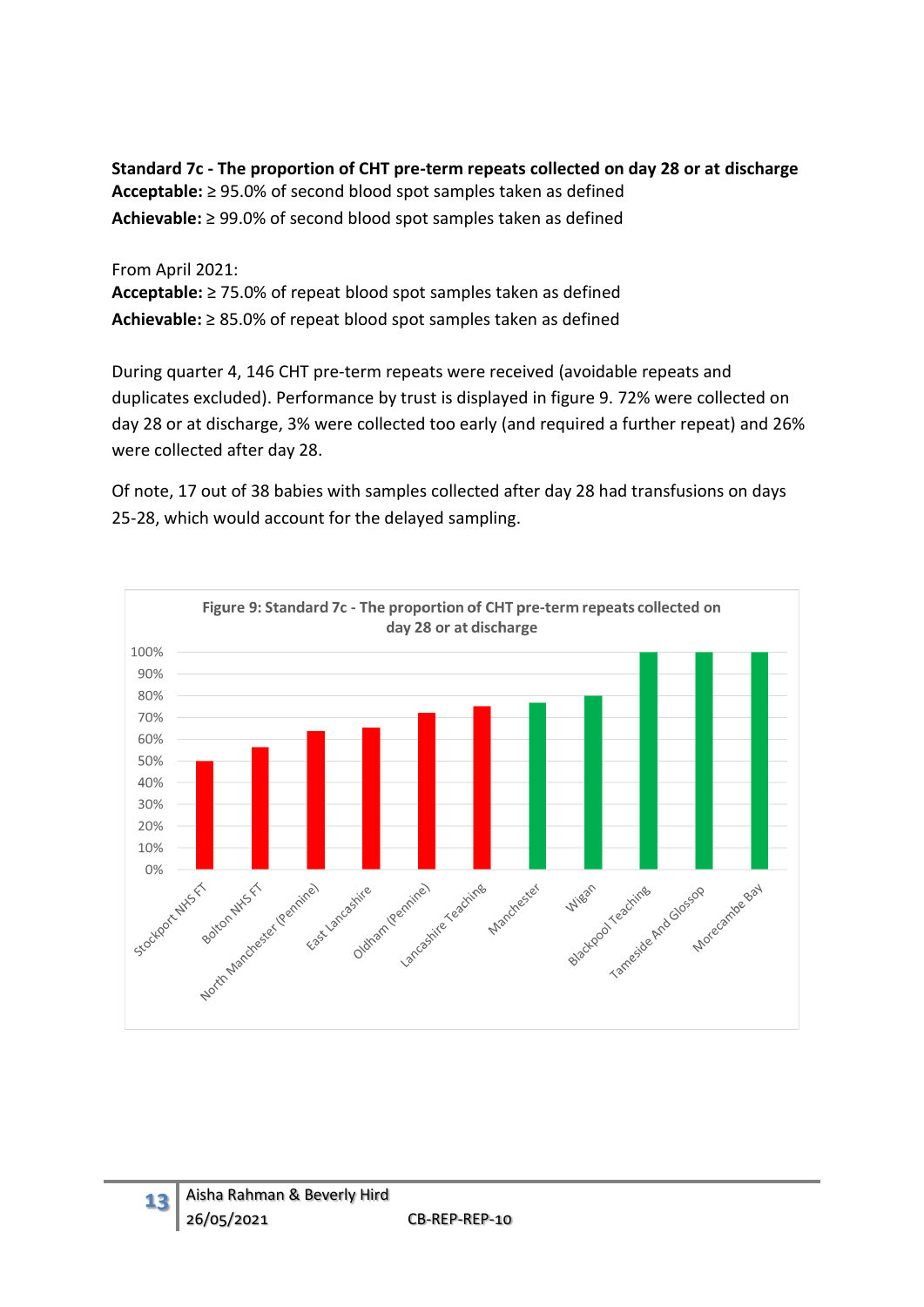**Standard 7c - The proportion of CHT pre-term repeats collected on day 28 or at discharge**
**Acceptable:** ≥ 95.0% of second blood spot samples taken as defined
**Achievable:** ≥ 99.0% of second blood spot samples taken as defined

From April 2021:
**Acceptable:** ≥ 75.0% of repeat blood spot samples taken as defined
**Achievable:** ≥ 85.0% of repeat blood spot samples taken as defined

During quarter 4, 146 CHT pre-term repeats were received (avoidable repeats and duplicates excluded). Performance by trust is displayed in figure 9. 72% were collected on day 28 or at discharge, 3% were collected too early (and required a further repeat) and 26% were collected after day 28.

Of note, 17 out of 38 babies with samples collected after day 28 had transfusions on days 25-28, which would account for the delayed sampling.

**Figure 9: Standard 7c - The proportion of CHT pre-term repeats collected on day 28 or at discharge**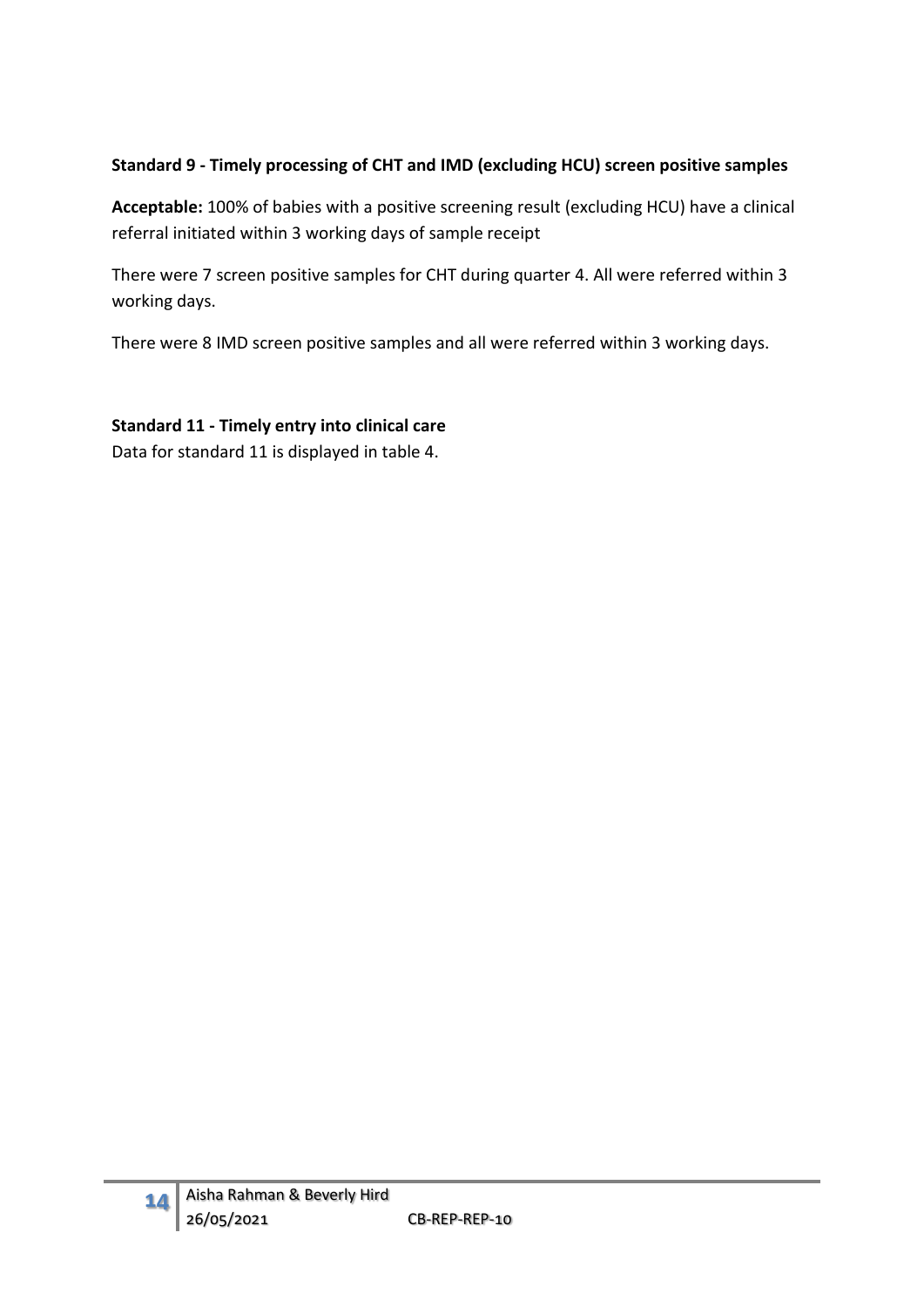**Standard 9 - Timely processing of CHT and IMD (excluding HCU) screen positive samples**

**Acceptable:** 100% of babies with a positive screening result (excluding HCU) have a clinical referral initiated within 3 working days of sample receipt

There were 7 screen positive samples for CHT during quarter 4. All were referred within 3 working days.

There were 8 IMD screen positive samples and all were referred within 3 working days.

**Standard 11 - Timely entry into clinical care**

Data for standard 11 is displayed in table 4.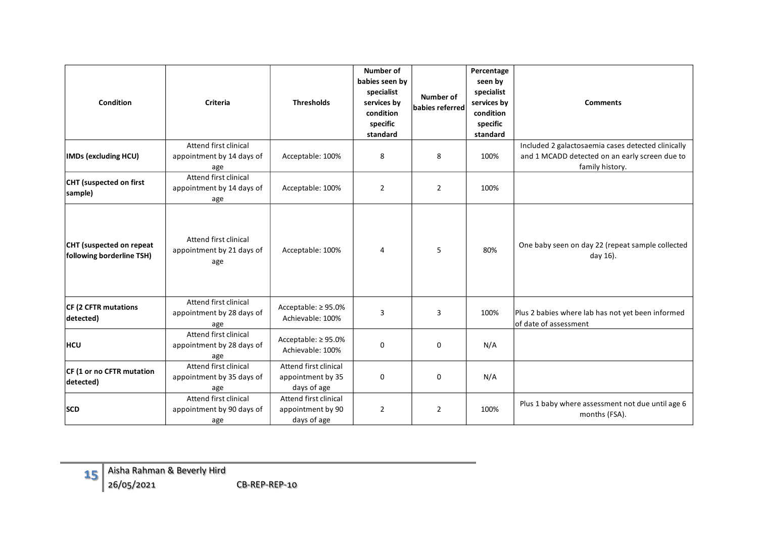| Condition | Criteria | Thresholds | Number of babies seen by specialist services by condition specific standard | Number of babies referred | Percentage seen by specialist services by condition specific standard | Comments |
|---|---|---|---|---|---|---|
| **IMDs (excluding HCU)** | Attend first clinical appointment by 14 days of age | Acceptable: 100% | 8 | 8 | 100% | Included 2 galactosaemia cases detected clinically and 1 MCADD detected on an early screen due to family history. |
| **CHT (suspected on first sample)** | Attend first clinical appointment by 14 days of age | Acceptable: 100% | 2 | 2 | 100% | |
| **CHT (suspected on repeat following borderline TSH)** | Attend first clinical appointment by 21 days of age | Acceptable: 100% | 4 | 5 | 80% | One baby seen on day 22 (repeat sample collected day 16). |
| **CF (2 CFTR mutations detected)** | Attend first clinical appointment by 28 days of age | Acceptable: ≥ 95.0% Achievable: 100% | 3 | 3 | 100% | Plus 2 babies where lab has not yet been informed of date of assessment |
| **HCU** | Attend first clinical appointment by 28 days of age | Acceptable: ≥ 95.0% Achievable: 100% | 0 | 0 | N/A | |
| **CF (1 or no CFTR mutation detected)** | Attend first clinical appointment by 35 days of age | Attend first clinical appointment by 35 days of age | 0 | 0 | N/A | |
| **SCD** | Attend first clinical appointment by 90 days of age | Attend first clinical appointment by 90 days of age | 2 | 2 | 100% | Plus 1 baby where assessment not due until age 6 months (FSA). |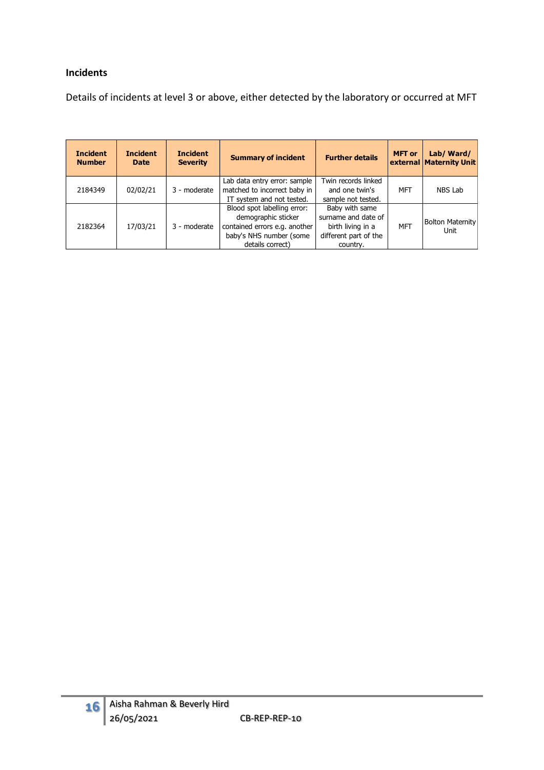**Incidents**

Details of incidents at level 3 or above, either detected by the laboratory or occurred at MFT

| Incident Number | Incident Date | Incident Severity | Summary of incident | Further details | MFT or external | Lab/ Ward/ Maternity Unit |
|---|---|---|---|---|---|---|
| 2184349 | 02/02/21 | 3 - moderate | Lab data entry error: sample matched to incorrect baby in IT system and not tested. | Twin records linked and one twin's sample not tested. | MFT | NBS Lab |
| 2182364 | 17/03/21 | 3 - moderate | Blood spot labelling error: demographic sticker contained errors e.g. another baby's NHS number (some details correct) | Baby with same surname and date of birth living in a different part of the country. | MFT | Bolton Maternity Unit |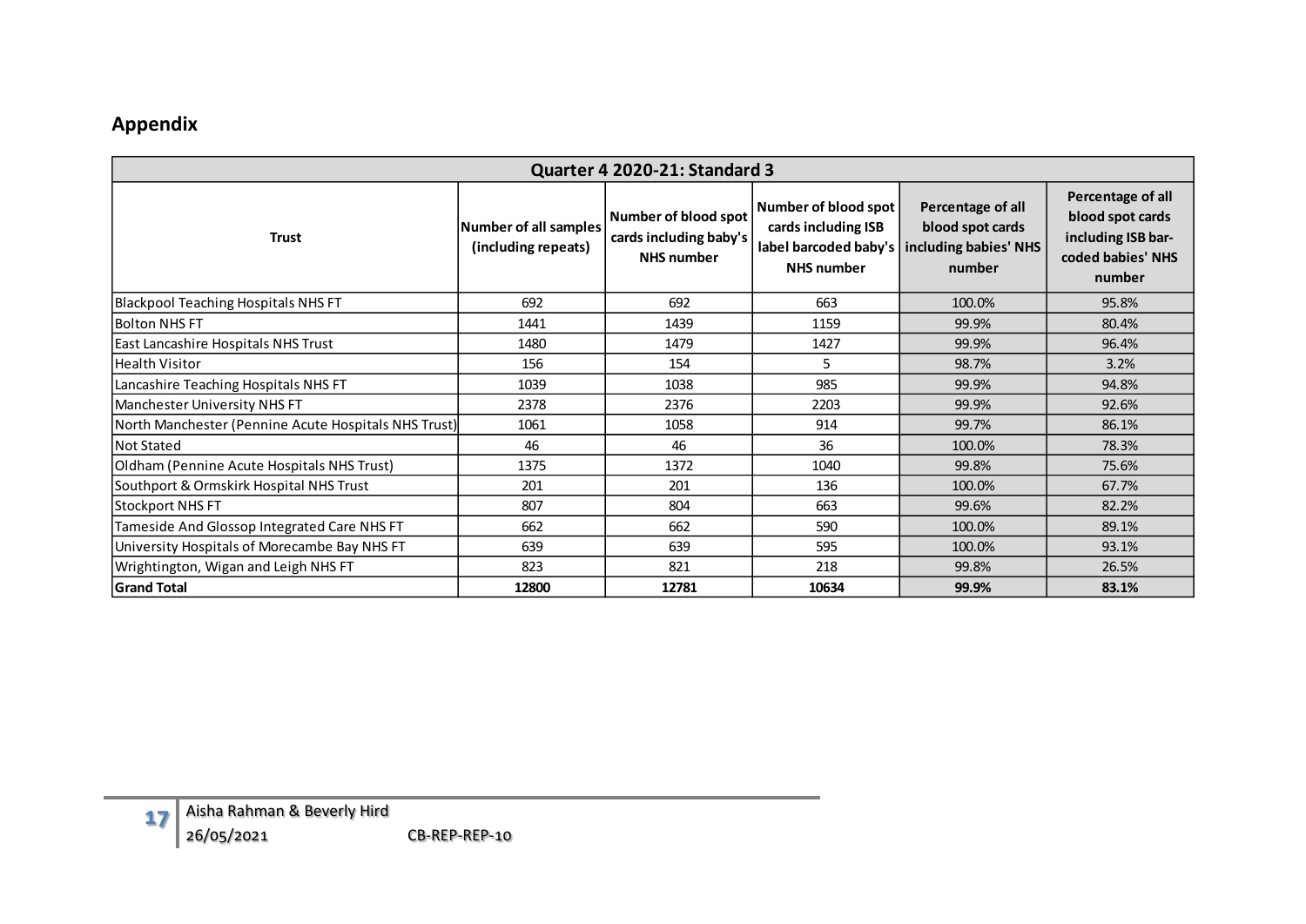## Appendix

| Quarter 4 2020-21: Standard 3 | | | | | |
|---|---|---|---|---|---|
| Trust | Number of all samples (including repeats) | Number of blood spot cards including baby's NHS number | Number of blood spot cards including ISB label barcoded baby's NHS number | Percentage of all blood spot cards including babies' NHS number | Percentage of all blood spot cards including ISB bar-coded babies' NHS number |
| Blackpool Teaching Hospitals NHS FT | 692 | 692 | 663 | 100.0% | 95.8% |
| Bolton NHS FT | 1441 | 1439 | 1159 | 99.9% | 80.4% |
| East Lancashire Hospitals NHS Trust | 1480 | 1479 | 1427 | 99.9% | 96.4% |
| Health Visitor | 156 | 154 | 5 | 98.7% | 3.2% |
| Lancashire Teaching Hospitals NHS FT | 1039 | 1038 | 985 | 99.9% | 94.8% |
| Manchester University NHS FT | 2378 | 2376 | 2203 | 99.9% | 92.6% |
| North Manchester (Pennine Acute Hospitals NHS Trust) | 1061 | 1058 | 914 | 99.7% | 86.1% |
| Not Stated | 46 | 46 | 36 | 100.0% | 78.3% |
| Oldham (Pennine Acute Hospitals NHS Trust) | 1375 | 1372 | 1040 | 99.8% | 75.6% |
| Southport & Ormskirk Hospital NHS Trust | 201 | 201 | 136 | 100.0% | 67.7% |
| Stockport NHS FT | 807 | 804 | 663 | 99.6% | 82.2% |
| Tameside And Glossop Integrated Care NHS FT | 662 | 662 | 590 | 100.0% | 89.1% |
| University Hospitals of Morecambe Bay NHS FT | 639 | 639 | 595 | 100.0% | 93.1% |
| Wrightington, Wigan and Leigh NHS FT | 823 | 821 | 218 | 99.8% | 26.5% |
| **Grand Total** | **12800** | **12781** | **10634** | **99.9%** | **83.1%** |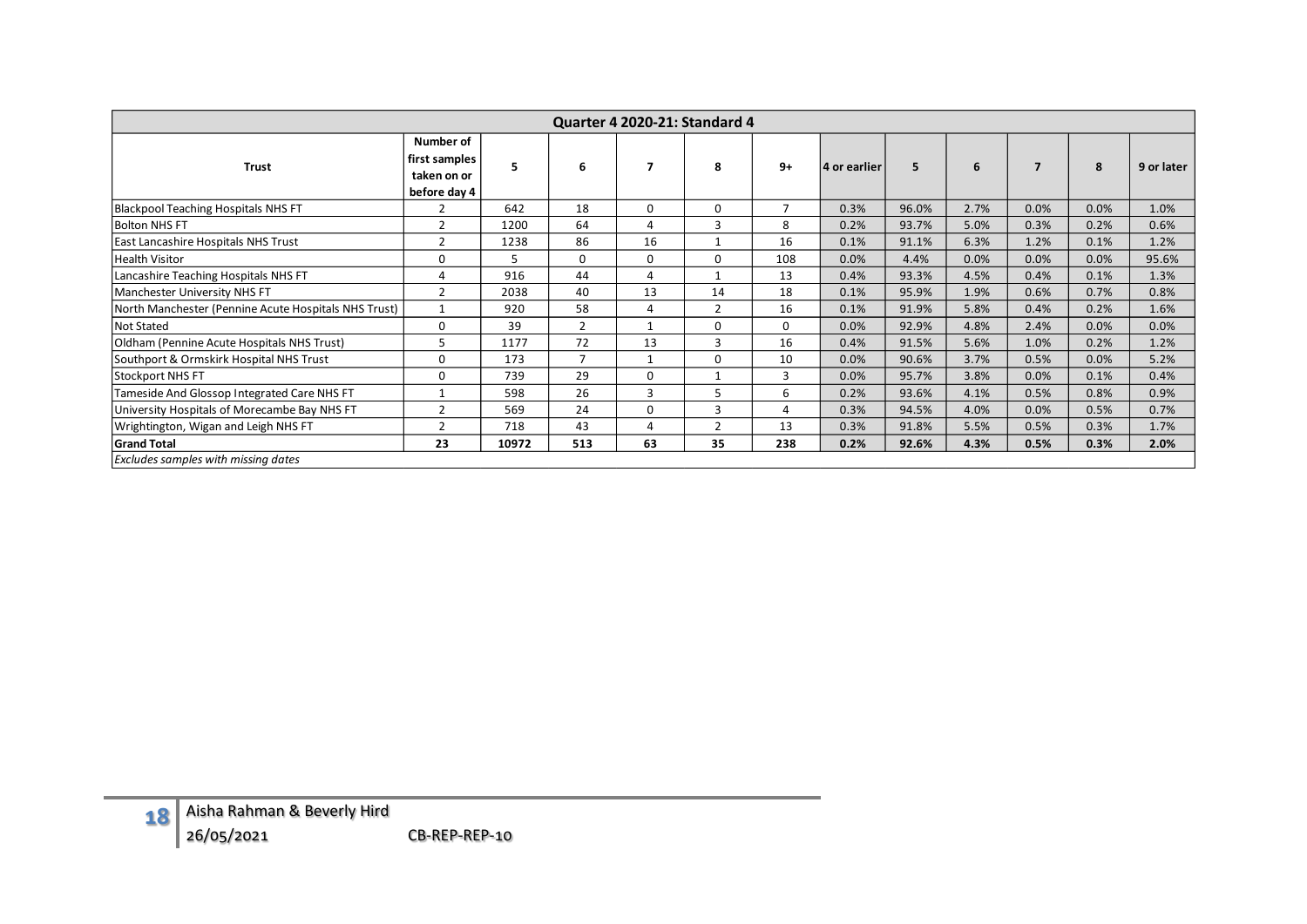| Quarter 4 2020-21: Standard 4 | | | | | | | | | | | | |
|---|---|---|---|---|---|---|---|---|---|---|---|---|
| Trust | Number of first samples taken on or before day 4 | 5 | 6 | 7 | 8 | 9+ | 4 or earlier | 5 | 6 | 7 | 8 | 9 or later |
| Blackpool Teaching Hospitals NHS FT | 2 | 642 | 18 | 0 | 0 | 7 | 0.3% | 96.0% | 2.7% | 0.0% | 0.0% | 1.0% |
| Bolton NHS FT | 2 | 1200 | 64 | 4 | 3 | 8 | 0.2% | 93.7% | 5.0% | 0.3% | 0.2% | 0.6% |
| East Lancashire Hospitals NHS Trust | 2 | 1238 | 86 | 16 | 1 | 16 | 0.1% | 91.1% | 6.3% | 1.2% | 0.1% | 1.2% |
| Health Visitor | 0 | 5 | 0 | 0 | 0 | 108 | 0.0% | 4.4% | 0.0% | 0.0% | 0.0% | 95.6% |
| Lancashire Teaching Hospitals NHS FT | 4 | 916 | 44 | 4 | 1 | 13 | 0.4% | 93.3% | 4.5% | 0.4% | 0.1% | 1.3% |
| Manchester University NHS FT | 2 | 2038 | 40 | 13 | 14 | 18 | 0.1% | 95.9% | 1.9% | 0.6% | 0.7% | 0.8% |
| North Manchester (Pennine Acute Hospitals NHS Trust) | 1 | 920 | 58 | 4 | 2 | 16 | 0.1% | 91.9% | 5.8% | 0.4% | 0.2% | 1.6% |
| Not Stated | 0 | 39 | 2 | 1 | 0 | 0 | 0.0% | 92.9% | 4.8% | 2.4% | 0.0% | 0.0% |
| Oldham (Pennine Acute Hospitals NHS Trust) | 5 | 1177 | 72 | 13 | 3 | 16 | 0.4% | 91.5% | 5.6% | 1.0% | 0.2% | 1.2% |
| Southport & Ormskirk Hospital NHS Trust | 0 | 173 | 7 | 1 | 0 | 10 | 0.0% | 90.6% | 3.7% | 0.5% | 0.0% | 5.2% |
| Stockport NHS FT | 0 | 739 | 29 | 0 | 1 | 3 | 0.0% | 95.7% | 3.8% | 0.0% | 0.1% | 0.4% |
| Tameside And Glossop Integrated Care NHS FT | 1 | 598 | 26 | 3 | 5 | 6 | 0.2% | 93.6% | 4.1% | 0.5% | 0.8% | 0.9% |
| University Hospitals of Morecambe Bay NHS FT | 2 | 569 | 24 | 0 | 3 | 4 | 0.3% | 94.5% | 4.0% | 0.0% | 0.5% | 0.7% |
| Wrightington, Wigan and Leigh NHS FT | 2 | 718 | 43 | 4 | 2 | 13 | 0.3% | 91.8% | 5.5% | 0.5% | 0.3% | 1.7% |
| **Grand Total** | **23** | **10972** | **513** | **63** | **35** | **238** | **0.2%** | **92.6%** | **4.3%** | **0.5%** | **0.3%** | **2.0%** |

*Excludes samples with missing dates*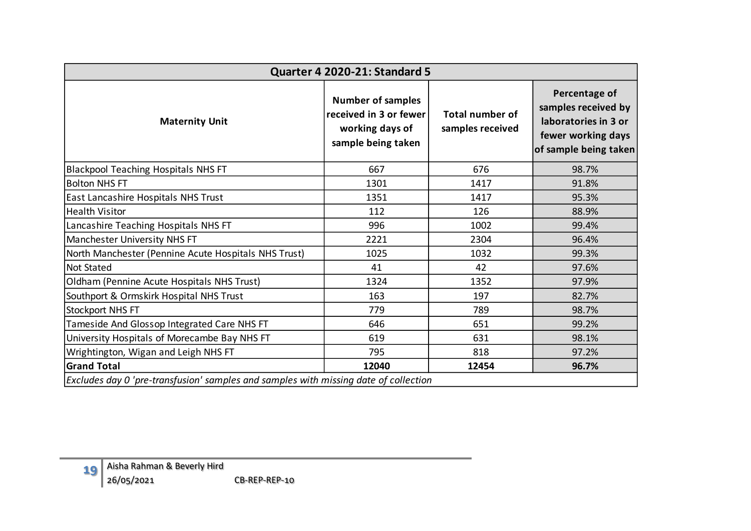| Quarter 4 2020-21: Standard 5 | | | |
|---|---|---|---|
| **Maternity Unit** | **Number of samples received in 3 or fewer working days of sample being taken** | **Total number of samples received** | **Percentage of samples received by laboratories in 3 or fewer working days of sample being taken** |
| Blackpool Teaching Hospitals NHS FT | 667 | 676 | 98.7% |
| Bolton NHS FT | 1301 | 1417 | 91.8% |
| East Lancashire Hospitals NHS Trust | 1351 | 1417 | 95.3% |
| Health Visitor | 112 | 126 | 88.9% |
| Lancashire Teaching Hospitals NHS FT | 996 | 1002 | 99.4% |
| Manchester University NHS FT | 2221 | 2304 | 96.4% |
| North Manchester (Pennine Acute Hospitals NHS Trust) | 1025 | 1032 | 99.3% |
| Not Stated | 41 | 42 | 97.6% |
| Oldham (Pennine Acute Hospitals NHS Trust) | 1324 | 1352 | 97.9% |
| Southport & Ormskirk Hospital NHS Trust | 163 | 197 | 82.7% |
| Stockport NHS FT | 779 | 789 | 98.7% |
| Tameside And Glossop Integrated Care NHS FT | 646 | 651 | 99.2% |
| University Hospitals of Morecambe Bay NHS FT | 619 | 631 | 98.1% |
| Wrightington, Wigan and Leigh NHS FT | 795 | 818 | 97.2% |
| **Grand Total** | **12040** | **12454** | **96.7%** |

*Excludes day 0 'pre-transfusion' samples and samples with missing date of collection*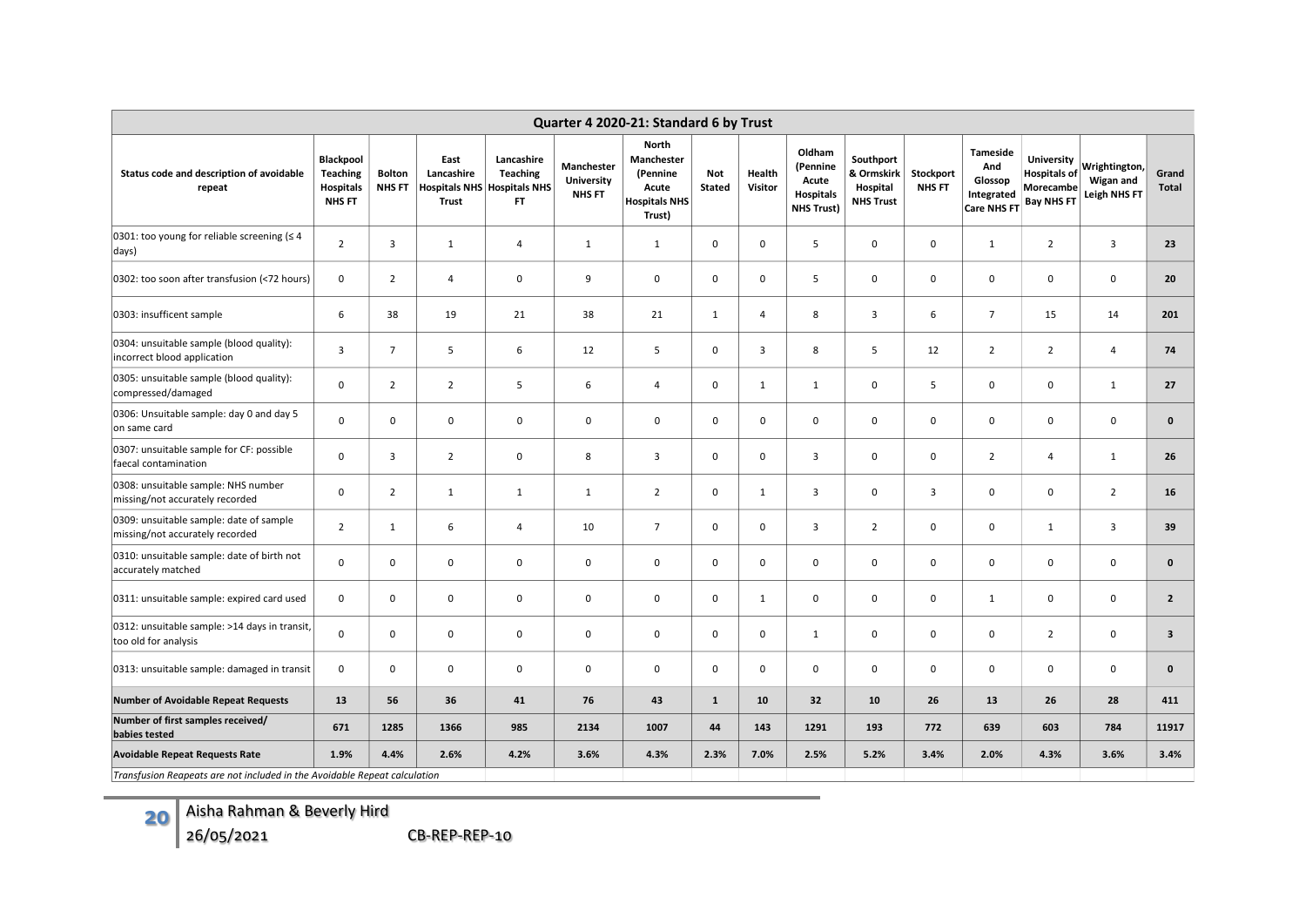| Quarter 4 2020-21: Standard 6 by Trust | | | | | | | | | | | | | | | |
|---|---|---|---|---|---|---|---|---|---|---|---|---|---|---|---|
| **Status code and description of avoidable repeat** | **Blackpool Teaching Hospitals NHS FT** | **Bolton NHS FT** | **East Lancashire Hospitals NHS Trust** | **Lancashire Teaching Hospitals NHS FT** | **Manchester University NHS FT** | **North Manchester (Pennine Acute Hospitals NHS Trust)** | **Not Stated** | **Health Visitor** | **Oldham (Pennine Acute Hospitals NHS Trust)** | **Southport & Ormskirk Hospital NHS Trust** | **Stockport NHS FT** | **Tameside And Glossop Integrated Care NHS FT** | **University Hospitals of Morecambe Bay NHS FT** | **Wrightington, Wigan and Leigh NHS FT** | **Grand Total** |
| 0301: too young for reliable screening (≤ 4 days) | 2 | 3 | 1 | 4 | 1 | 1 | 0 | 0 | 5 | 0 | 0 | 1 | 2 | 3 | **23** |
| 0302: too soon after transfusion (<72 hours) | 0 | 2 | 4 | 0 | 9 | 0 | 0 | 0 | 5 | 0 | 0 | 0 | 0 | 0 | **20** |
| 0303: insuffcient sample | 6 | 38 | 19 | 21 | 38 | 21 | 1 | 4 | 8 | 3 | 6 | 7 | 15 | 14 | **201** |
| 0304: unsuitable sample (blood quality): incorrect blood application | 3 | 7 | 5 | 6 | 12 | 5 | 0 | 3 | 8 | 5 | 12 | 2 | 2 | 4 | **74** |
| 0305: unsuitable sample (blood quality): compressed/damaged | 0 | 2 | 2 | 5 | 6 | 4 | 0 | 1 | 1 | 0 | 5 | 0 | 0 | 1 | **27** |
| 0306: Unsuitable sample: day 0 and day 5 on same card | 0 | 0 | 0 | 0 | 0 | 0 | 0 | 0 | 0 | 0 | 0 | 0 | 0 | 0 | **0** |
| 0307: unsuitable sample for CF: possible faecal contamination | 0 | 3 | 2 | 0 | 8 | 3 | 0 | 0 | 3 | 0 | 0 | 2 | 4 | 1 | **26** |
| 0308: unsuitable sample: NHS number missing/not accurately recorded | 0 | 2 | 1 | 1 | 1 | 2 | 0 | 1 | 3 | 0 | 3 | 0 | 0 | 2 | **16** |
| 0309: unsuitable sample: date of sample missing/not accurately recorded | 2 | 1 | 6 | 4 | 10 | 7 | 0 | 0 | 3 | 2 | 0 | 0 | 1 | 3 | **39** |
| 0310: unsuitable sample: date of birth not accurately matched | 0 | 0 | 0 | 0 | 0 | 0 | 0 | 0 | 0 | 0 | 0 | 0 | 0 | 0 | **0** |
| 0311: unsuitable sample: expired card used | 0 | 0 | 0 | 0 | 0 | 0 | 0 | 1 | 0 | 0 | 0 | 1 | 0 | 0 | **2** |
| 0312: unsuitable sample: >14 days in transit, too old for analysis | 0 | 0 | 0 | 0 | 0 | 0 | 0 | 0 | 1 | 0 | 0 | 0 | 2 | 0 | **3** |
| 0313: unsuitable sample: damaged in transit | 0 | 0 | 0 | 0 | 0 | 0 | 0 | 0 | 0 | 0 | 0 | 0 | 0 | 0 | **0** |
| **Number of Avoidable Repeat Requests** | **13** | **56** | **36** | **41** | **76** | **43** | **1** | **10** | **32** | **10** | **26** | **13** | **26** | **28** | **411** |
| **Number of first samples received/ babies tested** | **671** | **1285** | **1366** | **985** | **2134** | **1007** | **44** | **143** | **1291** | **193** | **772** | **639** | **603** | **784** | **11917** |
| **Avoidable Repeat Requests Rate** | **1.9%** | **4.4%** | **2.6%** | **4.2%** | **3.6%** | **4.3%** | **2.3%** | **7.0%** | **2.5%** | **5.2%** | **3.4%** | **2.0%** | **4.3%** | **3.6%** | **3.4%** |

*Transfusion Reapeats are not included in the Avoidable Repeat calculation*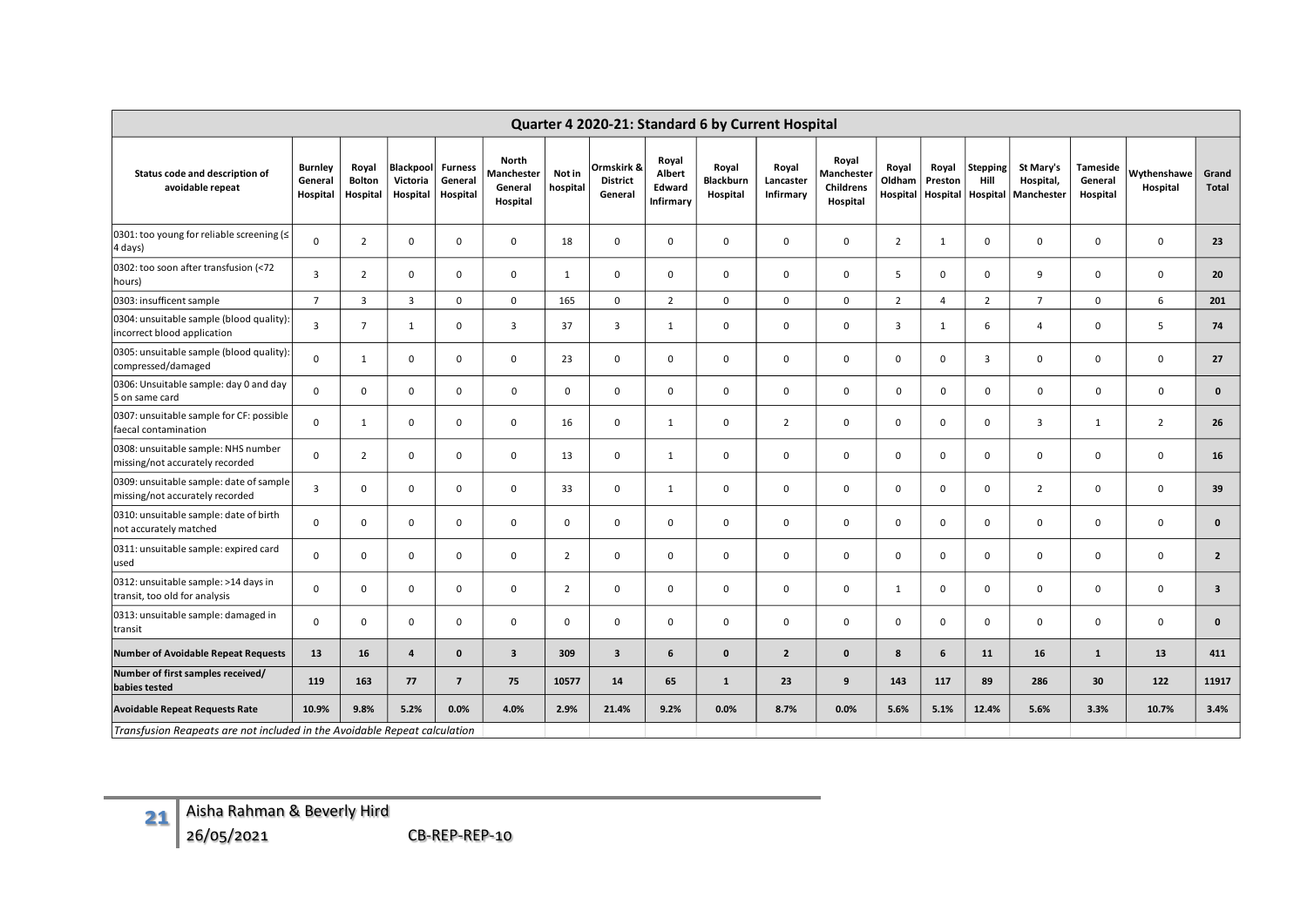| Quarter 4 2020-21: Standard 6 by Current Hospital | | | | | | | | | | | | | | | | | | |
|---|---|---|---|---|---|---|---|---|---|---|---|---|---|---|---|---|---|---|
| **Status code and description of avoidable repeat** | **Burnley General Hospital** | **Royal Bolton Hospital** | **Blackpool Victoria Hospital** | **Furness General Hospital** | **North Manchester General Hospital** | **Not in hospital** | **Ormskirk & District General** | **Royal Albert Edward Infirmary** | **Royal Blackburn Hospital** | **Royal Lancaster Infirmary** | **Royal Manchester Childrens Hospital** | **Royal Oldham Hospital** | **Royal Preston Hospital** | **Stepping Hill Hospital** | **St Mary's Hospital, Manchester** | **Tameside General Hospital** | **Wythenshawe Hospital** | **Grand Total** |
| 0301: too young for reliable screening (≤ 4 days) | 0 | 2 | 0 | 0 | 0 | 18 | 0 | 0 | 0 | 0 | 0 | 2 | 1 | 0 | 0 | 0 | 0 | **23** |
| 0302: too soon after transfusion (<72 hours) | 3 | 2 | 0 | 0 | 0 | 1 | 0 | 0 | 0 | 0 | 0 | 5 | 0 | 0 | 9 | 0 | 0 | **20** |
| 0303: insufficent sample | 7 | 3 | 3 | 0 | 0 | 165 | 0 | 2 | 0 | 0 | 0 | 2 | 4 | 2 | 7 | 0 | 6 | **201** |
| 0304: unsuitable sample (blood quality): incorrect blood application | 3 | 7 | 1 | 0 | 3 | 37 | 3 | 1 | 0 | 0 | 0 | 3 | 1 | 6 | 4 | 0 | 5 | **74** |
| 0305: unsuitable sample (blood quality): compressed/damaged | 0 | 1 | 0 | 0 | 0 | 23 | 0 | 0 | 0 | 0 | 0 | 0 | 0 | 3 | 0 | 0 | 0 | **27** |
| 0306: Unsuitable sample: day 0 and day 5 on same card | 0 | 0 | 0 | 0 | 0 | 0 | 0 | 0 | 0 | 0 | 0 | 0 | 0 | 0 | 0 | 0 | 0 | **0** |
| 0307: unsuitable sample for CF: possible faecal contamination | 0 | 1 | 0 | 0 | 0 | 16 | 0 | 1 | 0 | 2 | 0 | 0 | 0 | 0 | 3 | 1 | 2 | **26** |
| 0308: unsuitable sample: NHS number missing/not accurately recorded | 0 | 2 | 0 | 0 | 0 | 13 | 0 | 1 | 0 | 0 | 0 | 0 | 0 | 0 | 0 | 0 | 0 | **16** |
| 0309: unsuitable sample: date of sample missing/not accurately recorded | 3 | 0 | 0 | 0 | 0 | 33 | 0 | 1 | 0 | 0 | 0 | 0 | 0 | 0 | 2 | 0 | 0 | **39** |
| 0310: unsuitable sample: date of birth not accurately matched | 0 | 0 | 0 | 0 | 0 | 0 | 0 | 0 | 0 | 0 | 0 | 0 | 0 | 0 | 0 | 0 | 0 | **0** |
| 0311: unsuitable sample: expired card used | 0 | 0 | 0 | 0 | 0 | 2 | 0 | 0 | 0 | 0 | 0 | 0 | 0 | 0 | 0 | 0 | 0 | **2** |
| 0312: unsuitable sample: >14 days in transit, too old for analysis | 0 | 0 | 0 | 0 | 0 | 2 | 0 | 0 | 0 | 0 | 0 | 1 | 0 | 0 | 0 | 0 | 0 | **3** |
| 0313: unsuitable sample: damaged in transit | 0 | 0 | 0 | 0 | 0 | 0 | 0 | 0 | 0 | 0 | 0 | 0 | 0 | 0 | 0 | 0 | 0 | **0** |
| **Number of Avoidable Repeat Requests** | **13** | **16** | **4** | **0** | **3** | **309** | **3** | **6** | **0** | **2** | **0** | **8** | **6** | **11** | **16** | **1** | **13** | **411** |
| **Number of first samples received/ babies tested** | **119** | **163** | **77** | **7** | **75** | **10577** | **14** | **65** | **1** | **23** | **9** | **143** | **117** | **89** | **286** | **30** | **122** | **11917** |
| **Avoidable Repeat Requests Rate** | **10.9%** | **9.8%** | **5.2%** | **0.0%** | **4.0%** | **2.9%** | **21.4%** | **9.2%** | **0.0%** | **8.7%** | **0.0%** | **5.6%** | **5.1%** | **12.4%** | **5.6%** | **3.3%** | **10.7%** | **3.4%** |

*Transfusion Reapeats are not included in the Avoidable Repeat calculation*

Aisha Rahman & Beverly Hird
26/05/2021 CB-REP-REP-10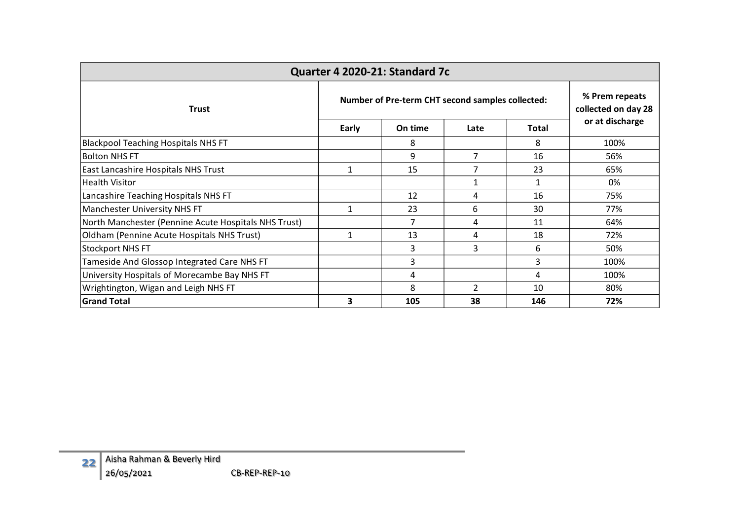| Quarter 4 2020-21: Standard 7c | | | | | |
|---|---|---|---|---|---|
| Trust | Number of Pre-term CHT second samples collected: | | | | % Prem repeats collected on day 28 or at discharge |
| | Early | On time | Late | Total | |
| Blackpool Teaching Hospitals NHS FT | | 8 | | 8 | 100% |
| Bolton NHS FT | | 9 | 7 | 16 | 56% |
| East Lancashire Hospitals NHS Trust | 1 | 15 | 7 | 23 | 65% |
| Health Visitor | | | 1 | 1 | 0% |
| Lancashire Teaching Hospitals NHS FT | | 12 | 4 | 16 | 75% |
| Manchester University NHS FT | 1 | 23 | 6 | 30 | 77% |
| North Manchester (Pennine Acute Hospitals NHS Trust) | | 7 | 4 | 11 | 64% |
| Oldham (Pennine Acute Hospitals NHS Trust) | 1 | 13 | 4 | 18 | 72% |
| Stockport NHS FT | | 3 | 3 | 6 | 50% |
| Tameside And Glossop Integrated Care NHS FT | | 3 | | 3 | 100% |
| University Hospitals of Morecambe Bay NHS FT | | 4 | | 4 | 100% |
| Wrightington, Wigan and Leigh NHS FT | | 8 | 2 | 10 | 80% |
| **Grand Total** | **3** | **105** | **38** | **146** | **72%** |